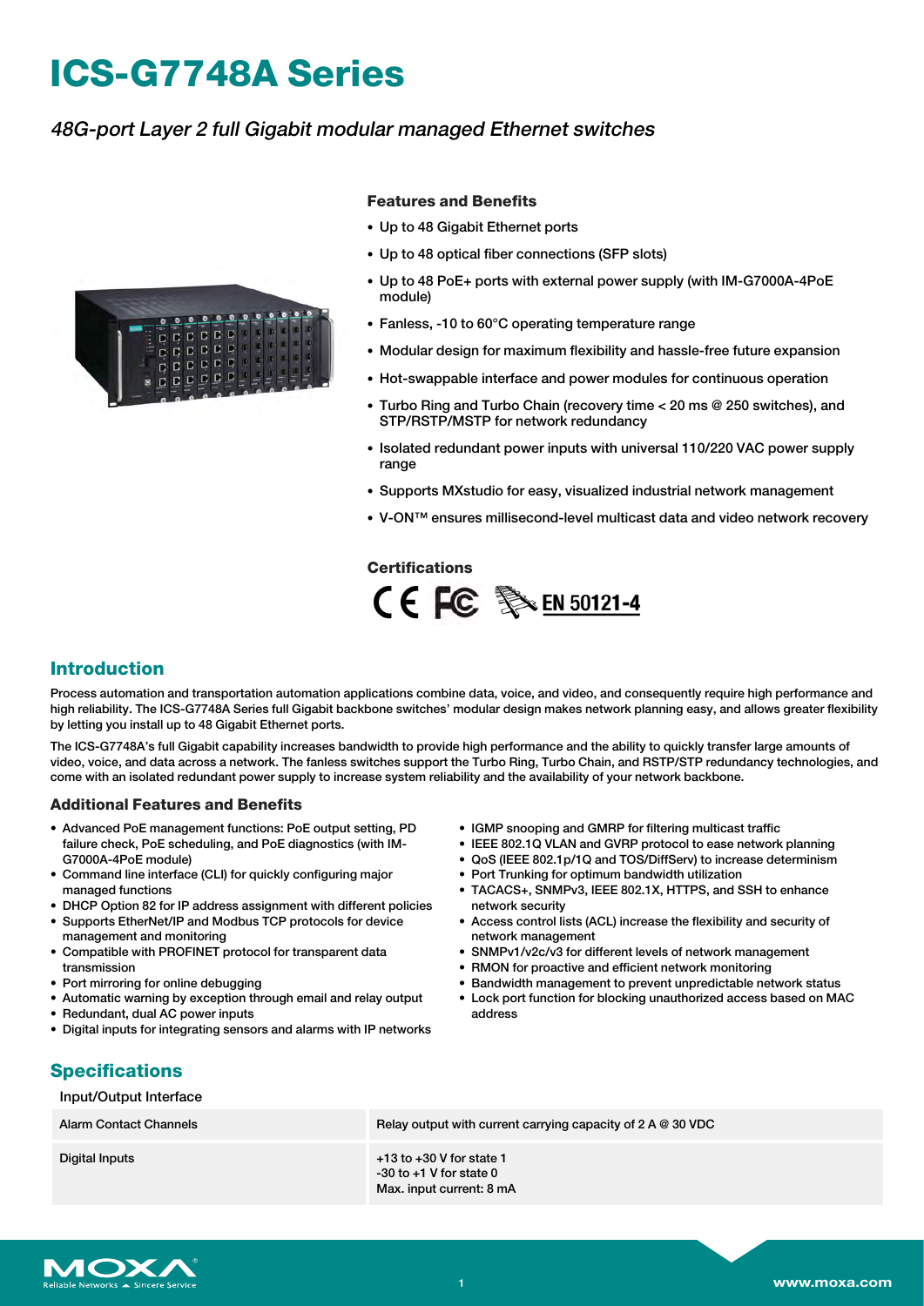# ICS-G7748A Series

*48G-port Layer 2 full Gigabit modular managed Ethernet switches*

### Features and Benefits

- Up to 48 Gigabit Ethernet ports
- Up to 48 optical fiber connections (SFP slots)
- Up to 48 PoE+ ports with external power supply (with IM-G7000A-4PoE module)
- Fanless, -10 to 60°C operating temperature range
- Modular design for maximum flexibility and hassle-free future expansion
- Hot-swappable interface and power modules for continuous operation
- Turbo Ring and Turbo Chain (recovery time < 20 ms @ 250 switches), and STP/RSTP/MSTP for network redundancy
- Isolated redundant power inputs with universal 110/220 VAC power supply range
- Supports MXstudio for easy, visualized industrial network management
- V-ON™ ensures millisecond-level multicast data and video network recovery

### Certifications

CE FC EN 50121-4

## Introduction

Process automation and transportation automation applications combine data, voice, and video, and consequently require high performance and high reliability. The ICS-G7748A Series full Gigabit backbone switches' modular design makes network planning easy, and allows greater flexibility by letting you install up to 48 Gigabit Ethernet ports.

The ICS-G7748A's full Gigabit capability increases bandwidth to provide high performance and the ability to quickly transfer large amounts of video, voice, and data across a network. The fanless switches support the Turbo Ring, Turbo Chain, and RSTP/STP redundancy technologies, and come with an isolated redundant power supply to increase system reliability and the availability of your network backbone.

### Additional Features and Benefits

- Advanced PoE management functions: PoE output setting, PD failure check, PoE scheduling, and PoE diagnostics (with IM-G7000A-4PoE module)
- Command line interface (CLI) for quickly configuring major managed functions
- DHCP Option 82 for IP address assignment with different policies
- Supports EtherNet/IP and Modbus TCP protocols for device management and monitoring
- Compatible with PROFINET protocol for transparent data transmission
- Port mirroring for online debugging
- Automatic warning by exception through email and relay output
- Redundant, dual AC power inputs
- Digital inputs for integrating sensors and alarms with IP networks
- IGMP snooping and GMRP for filtering multicast traffic
- IEEE 802.1Q VLAN and GVRP protocol to ease network planning
- QoS (IEEE 802.1p/1Q and TOS/DiffServ) to increase determinism
- Port Trunking for optimum bandwidth utilization
- TACACS+, SNMPv3, IEEE 802.1X, HTTPS, and SSH to enhance network security
- Access control lists (ACL) increase the flexibility and security of network management
- SNMPv1/v2c/v3 for different levels of network management
- RMON for proactive and efficient network monitoring
- Bandwidth management to prevent unpredictable network status
- Lock port function for blocking unauthorized access based on MAC address

## Specifications

Input/Output Interface

| | |
|---|---|
| Alarm Contact Channels | Relay output with current carrying capacity of 2 A @ 30 VDC |
| Digital Inputs | +13 to +30 V for state 1<br>-30 to +1 V for state 0<br>Max. input current: 8 mA |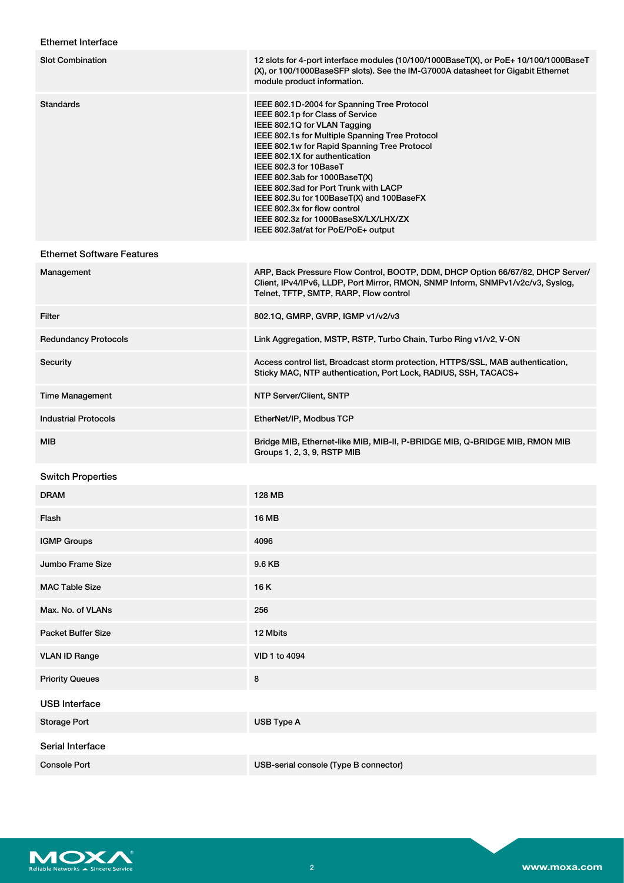## Ethernet Interface

| | |
|---|---|
| Slot Combination | 12 slots for 4-port interface modules (10/100/1000BaseT(X), or PoE+ 10/100/1000BaseT (X), or 100/1000BaseSFP slots). See the IM-G7000A datasheet for Gigabit Ethernet module product information. |
| Standards | IEEE 802.1D-2004 for Spanning Tree Protocol<br>IEEE 802.1p for Class of Service<br>IEEE 802.1Q for VLAN Tagging<br>IEEE 802.1s for Multiple Spanning Tree Protocol<br>IEEE 802.1w for Rapid Spanning Tree Protocol<br>IEEE 802.1X for authentication<br>IEEE 802.3 for 10BaseT<br>IEEE 802.3ab for 1000BaseT(X)<br>IEEE 802.3ad for Port Trunk with LACP<br>IEEE 802.3u for 100BaseT(X) and 100BaseFX<br>IEEE 802.3x for flow control<br>IEEE 802.3z for 1000BaseSX/LX/LHX/ZX<br>IEEE 802.3af/at for PoE/PoE+ output |

## Ethernet Software Features

| | |
|---|---|
| Management | ARP, Back Pressure Flow Control, BOOTP, DDM, DHCP Option 66/67/82, DHCP Server/ Client, IPv4/IPv6, LLDP, Port Mirror, RMON, SNMP Inform, SNMPv1/v2c/v3, Syslog, Telnet, TFTP, SMTP, RARP, Flow control |
| Filter | 802.1Q, GMRP, GVRP, IGMP v1/v2/v3 |
| Redundancy Protocols | Link Aggregation, MSTP, RSTP, Turbo Chain, Turbo Ring v1/v2, V-ON |
| Security | Access control list, Broadcast storm protection, HTTPS/SSL, MAB authentication, Sticky MAC, NTP authentication, Port Lock, RADIUS, SSH, TACACS+ |
| Time Management | NTP Server/Client, SNTP |
| Industrial Protocols | EtherNet/IP, Modbus TCP |
| MIB | Bridge MIB, Ethernet-like MIB, MIB-II, P-BRIDGE MIB, Q-BRIDGE MIB, RMON MIB Groups 1, 2, 3, 9, RSTP MIB |

## Switch Properties

| | |
|---|---|
| DRAM | 128 MB |
| Flash | 16 MB |
| IGMP Groups | 4096 |
| Jumbo Frame Size | 9.6 KB |
| MAC Table Size | 16 K |
| Max. No. of VLANs | 256 |
| Packet Buffer Size | 12 Mbits |
| VLAN ID Range | VID 1 to 4094 |
| Priority Queues | 8 |

## USB Interface

| | |
|---|---|
| Storage Port | USB Type A |

## Serial Interface

| | |
|---|---|
| Console Port | USB-serial console (Type B connector) |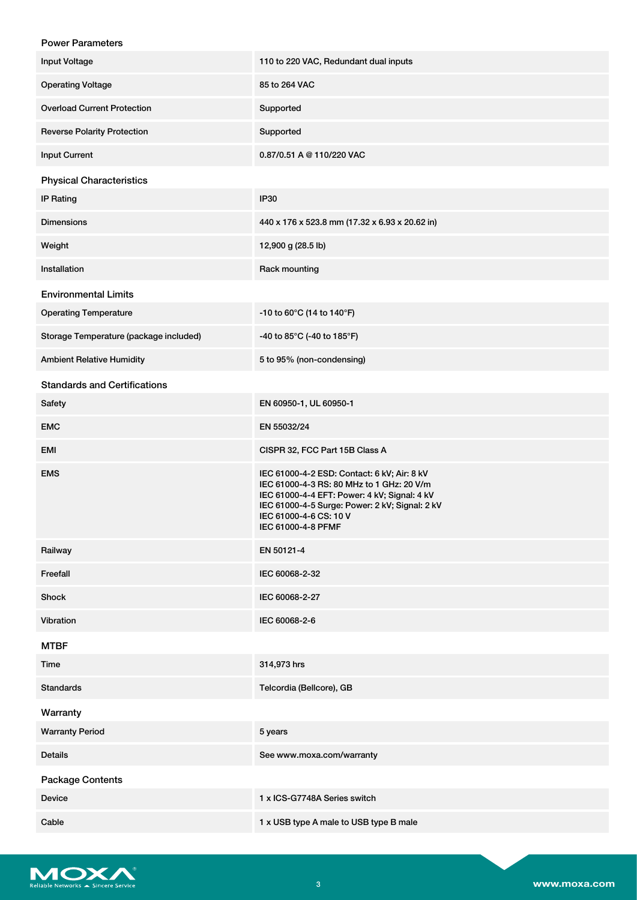### Power Parameters

| | |
|---|---|
| Input Voltage | 110 to 220 VAC, Redundant dual inputs |
| Operating Voltage | 85 to 264 VAC |
| Overload Current Protection | Supported |
| Reverse Polarity Protection | Supported |
| Input Current | 0.87/0.51 A @ 110/220 VAC |

### Physical Characteristics

| | |
|---|---|
| IP Rating | IP30 |
| Dimensions | 440 x 176 x 523.8 mm (17.32 x 6.93 x 20.62 in) |
| Weight | 12,900 g (28.5 lb) |
| Installation | Rack mounting |

### Environmental Limits

| | |
|---|---|
| Operating Temperature | -10 to 60°C (14 to 140°F) |
| Storage Temperature (package included) | -40 to 85°C (-40 to 185°F) |
| Ambient Relative Humidity | 5 to 95% (non-condensing) |

### Standards and Certifications

| | |
|---|---|
| Safety | EN 60950-1, UL 60950-1 |
| EMC | EN 55032/24 |
| EMI | CISPR 32, FCC Part 15B Class A |
| EMS | IEC 61000-4-2 ESD: Contact: 6 kV; Air: 8 kV<br>IEC 61000-4-3 RS: 80 MHz to 1 GHz: 20 V/m<br>IEC 61000-4-4 EFT: Power: 4 kV; Signal: 4 kV<br>IEC 61000-4-5 Surge: Power: 2 kV; Signal: 2 kV<br>IEC 61000-4-6 CS: 10 V<br>IEC 61000-4-8 PFMF |
| Railway | EN 50121-4 |
| Freefall | IEC 60068-2-32 |
| Shock | IEC 60068-2-27 |
| Vibration | IEC 60068-2-6 |

### MTBF

| | |
|---|---|
| Time | 314,973 hrs |
| Standards | Telcordia (Bellcore), GB |

### Warranty

| | |
|---|---|
| Warranty Period | 5 years |
| Details | See www.moxa.com/warranty |

### Package Contents

| | |
|---|---|
| Device | 1 x ICS-G7748A Series switch |
| Cable | 1 x USB type A male to USB type B male |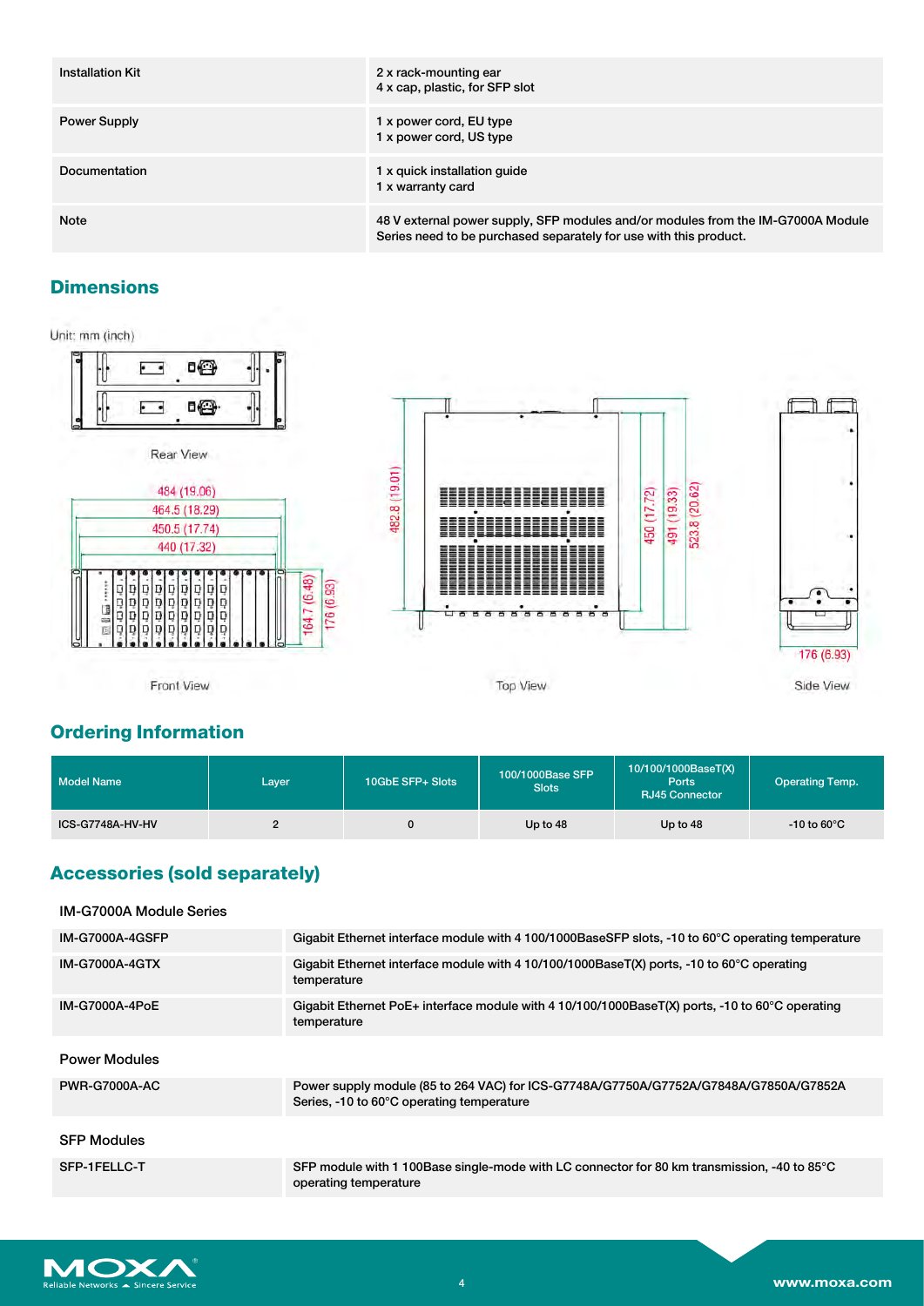| | |
|---|---|
| Installation Kit | 2 x rack-mounting ear<br>4 x cap, plastic, for SFP slot |
| Power Supply | 1 x power cord, EU type<br>1 x power cord, US type |
| Documentation | 1 x quick installation guide<br>1 x warranty card |
| Note | 48 V external power supply, SFP modules and/or modules from the IM-G7000A Module Series need to be purchased separately for use with this product. |

## Dimensions

Unit: mm (inch)

Rear View

484 (19.06)
464.5 (18.29)
450.5 (17.74)
440 (17.32)
164.7 (6.48)
176 (6.93)

Front View

482.8 (19.01)
450 (17.72)
491 (19.33)
523.8 (20.62)

Top View

176 (6.93)

Side View

## Ordering Information

| Model Name | Layer | 10GbE SFP+ Slots | 100/1000Base SFP Slots | 10/100/1000BaseT(X) Ports RJ45 Connector | Operating Temp. |
|---|---|---|---|---|---|
| ICS-G7748A-HV-HV | 2 | 0 | Up to 48 | Up to 48 | -10 to 60°C |

## Accessories (sold separately)

| IM-G7000A Module Series | |
|---|---|
| IM-G7000A-4GSFP | Gigabit Ethernet interface module with 4 100/1000BaseSFP slots, -10 to 60°C operating temperature |
| IM-G7000A-4GTX | Gigabit Ethernet interface module with 4 10/100/1000BaseT(X) ports, -10 to 60°C operating temperature |
| IM-G7000A-4PoE | Gigabit Ethernet PoE+ interface module with 4 10/100/1000BaseT(X) ports, -10 to 60°C operating temperature |

| Power Modules | |
|---|---|
| PWR-G7000A-AC | Power supply module (85 to 264 VAC) for ICS-G7748A/G7750A/G7752A/G7848A/G7850A/G7852A Series, -10 to 60°C operating temperature |

| SFP Modules | |
|---|---|
| SFP-1FELLC-T | SFP module with 1 100Base single-mode with LC connector for 80 km transmission, -40 to 85°C operating temperature |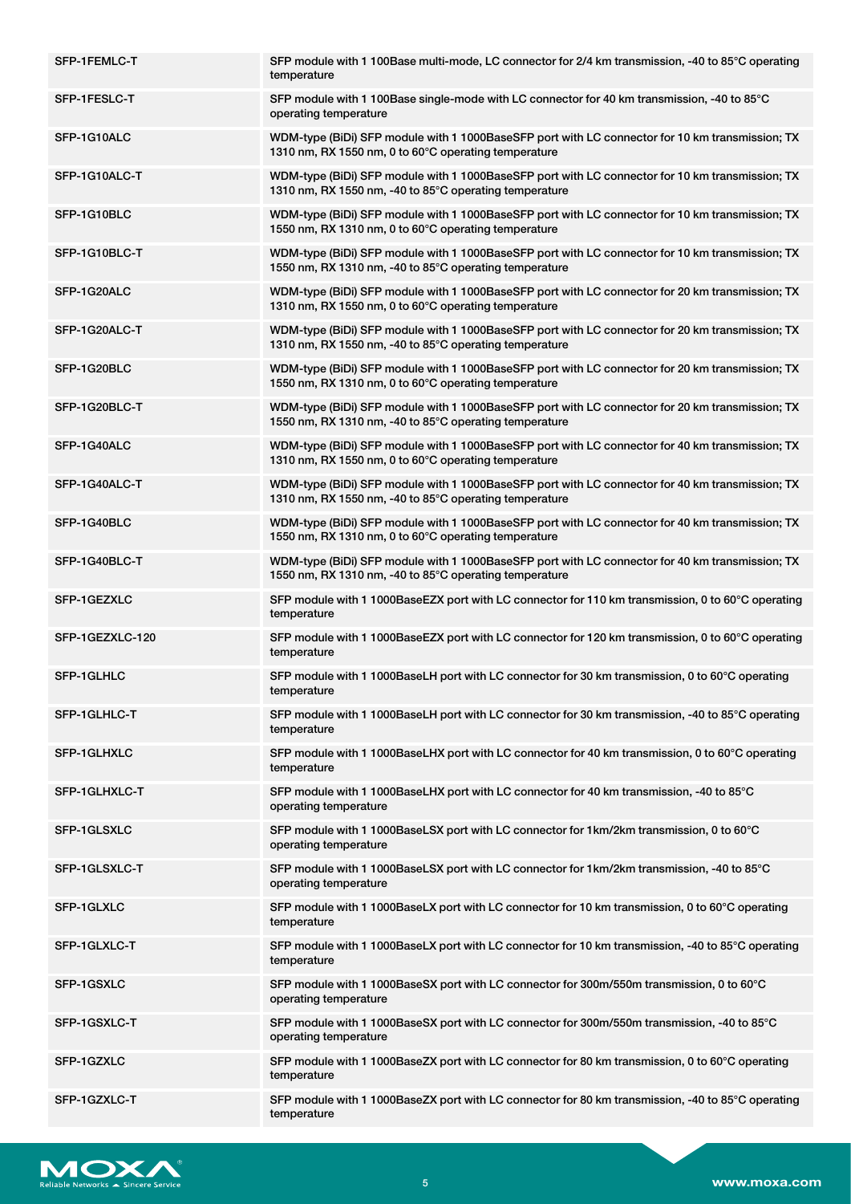| | |
|---|---|
| SFP-1FEMLC-T | SFP module with 1 100Base multi-mode, LC connector for 2/4 km transmission, -40 to 85°C operating temperature |
| SFP-1FESLC-T | SFP module with 1 100Base single-mode with LC connector for 40 km transmission, -40 to 85°C operating temperature |
| SFP-1G10ALC | WDM-type (BiDi) SFP module with 1 1000BaseSFP port with LC connector for 10 km transmission; TX 1310 nm, RX 1550 nm, 0 to 60°C operating temperature |
| SFP-1G10ALC-T | WDM-type (BiDi) SFP module with 1 1000BaseSFP port with LC connector for 10 km transmission; TX 1310 nm, RX 1550 nm, -40 to 85°C operating temperature |
| SFP-1G10BLC | WDM-type (BiDi) SFP module with 1 1000BaseSFP port with LC connector for 10 km transmission; TX 1550 nm, RX 1310 nm, 0 to 60°C operating temperature |
| SFP-1G10BLC-T | WDM-type (BiDi) SFP module with 1 1000BaseSFP port with LC connector for 10 km transmission; TX 1550 nm, RX 1310 nm, -40 to 85°C operating temperature |
| SFP-1G20ALC | WDM-type (BiDi) SFP module with 1 1000BaseSFP port with LC connector for 20 km transmission; TX 1310 nm, RX 1550 nm, 0 to 60°C operating temperature |
| SFP-1G20ALC-T | WDM-type (BiDi) SFP module with 1 1000BaseSFP port with LC connector for 20 km transmission; TX 1310 nm, RX 1550 nm, -40 to 85°C operating temperature |
| SFP-1G20BLC | WDM-type (BiDi) SFP module with 1 1000BaseSFP port with LC connector for 20 km transmission; TX 1550 nm, RX 1310 nm, 0 to 60°C operating temperature |
| SFP-1G20BLC-T | WDM-type (BiDi) SFP module with 1 1000BaseSFP port with LC connector for 20 km transmission; TX 1550 nm, RX 1310 nm, -40 to 85°C operating temperature |
| SFP-1G40ALC | WDM-type (BiDi) SFP module with 1 1000BaseSFP port with LC connector for 40 km transmission; TX 1310 nm, RX 1550 nm, 0 to 60°C operating temperature |
| SFP-1G40ALC-T | WDM-type (BiDi) SFP module with 1 1000BaseSFP port with LC connector for 40 km transmission; TX 1310 nm, RX 1550 nm, -40 to 85°C operating temperature |
| SFP-1G40BLC | WDM-type (BiDi) SFP module with 1 1000BaseSFP port with LC connector for 40 km transmission; TX 1550 nm, RX 1310 nm, 0 to 60°C operating temperature |
| SFP-1G40BLC-T | WDM-type (BiDi) SFP module with 1 1000BaseSFP port with LC connector for 40 km transmission; TX 1550 nm, RX 1310 nm, -40 to 85°C operating temperature |
| SFP-1GEZXLC | SFP module with 1 1000BaseEZX port with LC connector for 110 km transmission, 0 to 60°C operating temperature |
| SFP-1GEZXLC-120 | SFP module with 1 1000BaseEZX port with LC connector for 120 km transmission, 0 to 60°C operating temperature |
| SFP-1GLHLC | SFP module with 1 1000BaseLH port with LC connector for 30 km transmission, 0 to 60°C operating temperature |
| SFP-1GLHLC-T | SFP module with 1 1000BaseLH port with LC connector for 30 km transmission, -40 to 85°C operating temperature |
| SFP-1GLHXLC | SFP module with 1 1000BaseLHX port with LC connector for 40 km transmission, 0 to 60°C operating temperature |
| SFP-1GLHXLC-T | SFP module with 1 1000BaseLHX port with LC connector for 40 km transmission, -40 to 85°C operating temperature |
| SFP-1GLSXLC | SFP module with 1 1000BaseLSX port with LC connector for 1km/2km transmission, 0 to 60°C operating temperature |
| SFP-1GLSXLC-T | SFP module with 1 1000BaseLSX port with LC connector for 1km/2km transmission, -40 to 85°C operating temperature |
| SFP-1GLXLC | SFP module with 1 1000BaseLX port with LC connector for 10 km transmission, 0 to 60°C operating temperature |
| SFP-1GLXLC-T | SFP module with 1 1000BaseLX port with LC connector for 10 km transmission, -40 to 85°C operating temperature |
| SFP-1GSXLC | SFP module with 1 1000BaseSX port with LC connector for 300m/550m transmission, 0 to 60°C operating temperature |
| SFP-1GSXLC-T | SFP module with 1 1000BaseSX port with LC connector for 300m/550m transmission, -40 to 85°C operating temperature |
| SFP-1GZXLC | SFP module with 1 1000BaseZX port with LC connector for 80 km transmission, 0 to 60°C operating temperature |
| SFP-1GZXLC-T | SFP module with 1 1000BaseZX port with LC connector for 80 km transmission, -40 to 85°C operating temperature |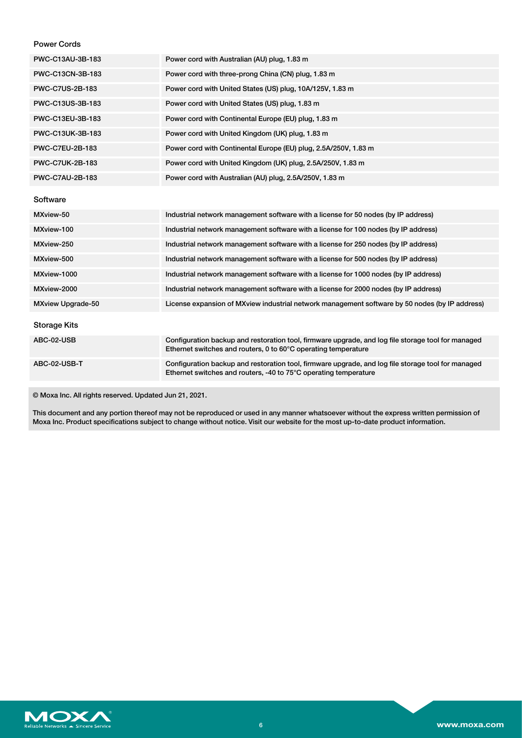### Power Cords

| | |
|---|---|
| PWC-C13AU-3B-183 | Power cord with Australian (AU) plug, 1.83 m |
| PWC-C13CN-3B-183 | Power cord with three-prong China (CN) plug, 1.83 m |
| PWC-C7US-2B-183 | Power cord with United States (US) plug, 10A/125V, 1.83 m |
| PWC-C13US-3B-183 | Power cord with United States (US) plug, 1.83 m |
| PWC-C13EU-3B-183 | Power cord with Continental Europe (EU) plug, 1.83 m |
| PWC-C13UK-3B-183 | Power cord with United Kingdom (UK) plug, 1.83 m |
| PWC-C7EU-2B-183 | Power cord with Continental Europe (EU) plug, 2.5A/250V, 1.83 m |
| PWC-C7UK-2B-183 | Power cord with United Kingdom (UK) plug, 2.5A/250V, 1.83 m |
| PWC-C7AU-2B-183 | Power cord with Australian (AU) plug, 2.5A/250V, 1.83 m |

### Software

| | |
|---|---|
| MXview-50 | Industrial network management software with a license for 50 nodes (by IP address) |
| MXview-100 | Industrial network management software with a license for 100 nodes (by IP address) |
| MXview-250 | Industrial network management software with a license for 250 nodes (by IP address) |
| MXview-500 | Industrial network management software with a license for 500 nodes (by IP address) |
| MXview-1000 | Industrial network management software with a license for 1000 nodes (by IP address) |
| MXview-2000 | Industrial network management software with a license for 2000 nodes (by IP address) |
| MXview Upgrade-50 | License expansion of MXview industrial network management software by 50 nodes (by IP address) |

### Storage Kits

| | |
|---|---|
| ABC-02-USB | Configuration backup and restoration tool, firmware upgrade, and log file storage tool for managed Ethernet switches and routers, 0 to 60°C operating temperature |
| ABC-02-USB-T | Configuration backup and restoration tool, firmware upgrade, and log file storage tool for managed Ethernet switches and routers, -40 to 75°C operating temperature |

© Moxa Inc. All rights reserved. Updated Jun 21, 2021.

This document and any portion thereof may not be reproduced or used in any manner whatsoever without the express written permission of Moxa Inc. Product specifications subject to change without notice. Visit our website for the most up-to-date product information.